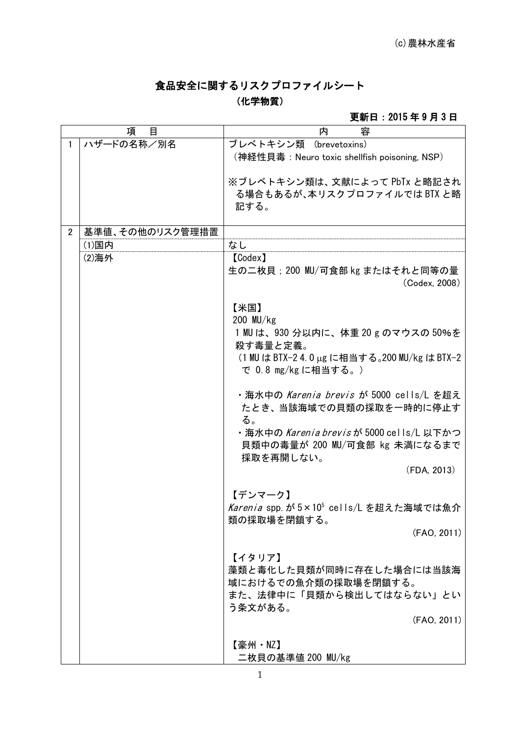(c)農林水産省

# 食品安全に関するリスクプロファイルシート

## （化学物質）

**更新日：2015 年 9 月 3 日**

| | 項　目 | | 内　　容 |
|---|---|---|---|
| 1 | ハザードの名称／別名 | | ブレベトキシン類 (brevetoxins)<br>（神経性貝毒：Neuro toxic shellfish poisoning, NSP）<br><br>※ブレベトキシン類は、文献によって PbTx と略記される場合もあるが、本リスクプロファイルでは BTX と略記する。 |
| 2 | 基準値、その他のリスク管理措置 | | |
| | (1)国内 | | なし |
| | (2)海外 | | 【Codex】<br>生の二枚貝；200 MU/可食部 kg またはそれと同等の量<br>（Codex, 2008）<br><br>【米国】<br>200 MU/kg<br>1 MU は、930 分以内に、体重 20 g のマウスの 50%を殺す毒量と定義。<br>（1 MU は BTX-2 4.0 μg に相当する。200 MU/kg は BTX-2 で 0.8 mg/kg に相当する。）<br><br>・海水中の *Karenia brevis* が 5000 cells/L を超えたとき、当該海域での貝類の採取を一時的に停止する。<br>・海水中の *Karenia brevis* が 5000 cells/L 以下かつ貝類中の毒量が 200 MU/可食部 kg 未満になるまで採取を再開しない。<br>（FDA, 2013）<br><br>【デンマーク】<br>*Karenia* spp. が $5 \times 10^5$ cells/L を超えた海域では魚介類の採取場を閉鎖する。<br>（FAO, 2011）<br><br>【イタリア】<br>藻類と毒化した貝類が同時に存在した場合には当該海域におけるでの魚介類の採取場を閉鎖する。<br>また、法律中に「貝類から検出してはならない」という条文がある。<br>（FAO, 2011）<br><br>【豪州・NZ】<br>二枚貝の基準値 200 MU/kg |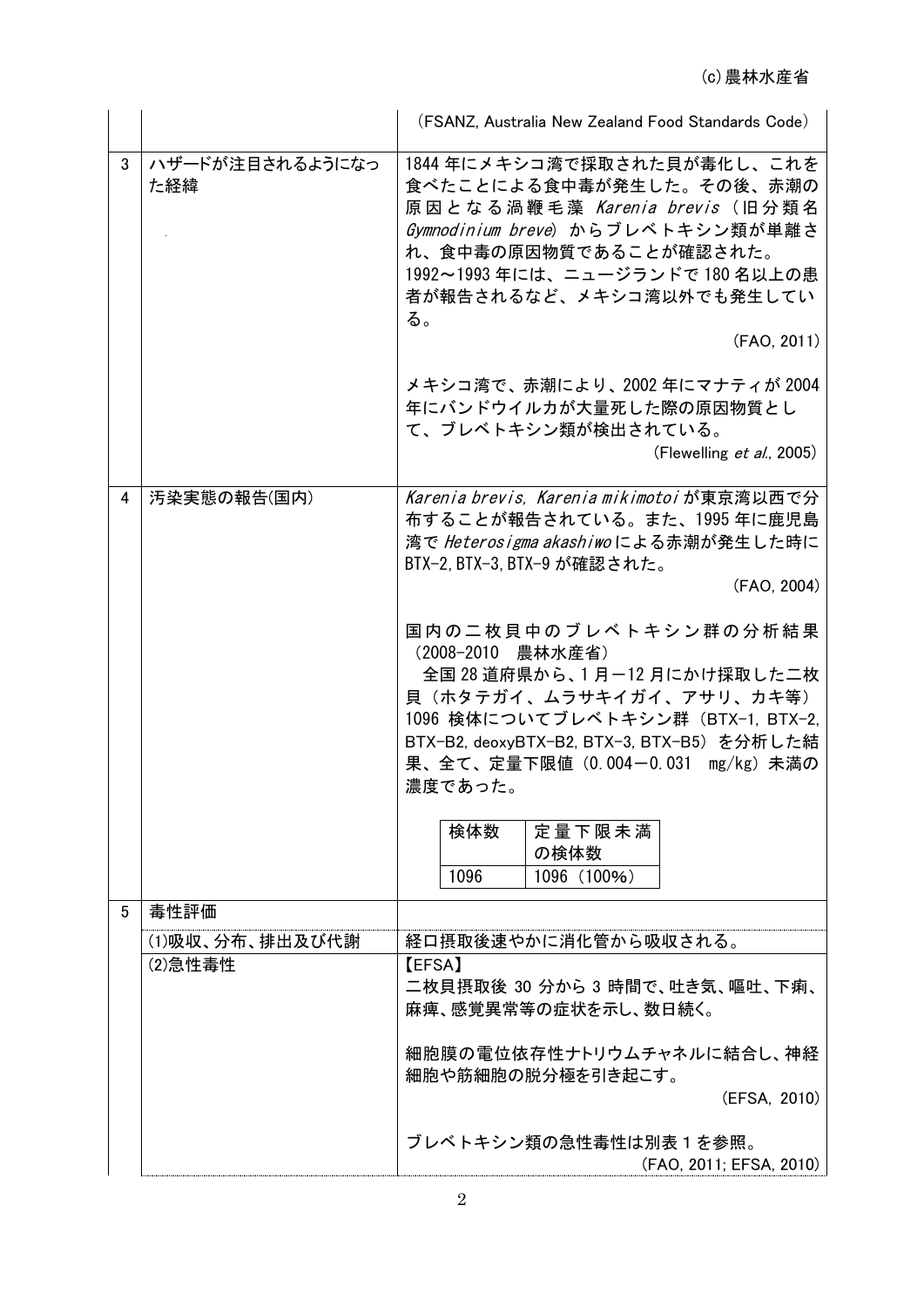|  |  | (FSANZ, Australia New Zealand Food Standards Code) |
|---|---|---|
| 3 | ハザードが注目されるようになった経緯 | 1844 年にメキシコ湾で採取された貝が毒化し、これを食べたことによる食中毒が発生した。その後、赤潮の原因となる渦鞭毛藻 *Karenia brevis*（旧分類名 *Gymnodinium breve*）からブレベトキシン類が単離され、食中毒の原因物質であることが確認された。<br>1992～1993 年には、ニュージーランドで 180 名以上の患者が報告されるなど、メキシコ湾以外でも発生している。<br>(FAO, 2011)<br><br>メキシコ湾で、赤潮により、2002 年にマナティが 2004 年にバンドウイルカが大量死した際の原因物質として、ブレベトキシン類が検出されている。<br>(Flewelling *et al.*, 2005) |
| 4 | 汚染実態の報告(国内) | *Karenia brevis, Karenia mikimotoi* が東京湾以西で分布することが報告されている。また、1995 年に鹿児島湾で *Heterosigma akashiwo* による赤潮が発生した時に BTX-2, BTX-3, BTX-9 が確認された。<br>(FAO, 2004)<br><br>国内の二枚貝中のブレベトキシン群の分析結果（2008-2010　農林水産省）<br>全国 28 道府県から、1 月－12 月にかけ採取した二枚貝（ホタテガイ、ムラサキイガイ、アサリ、カキ等）1096 検体についてブレベトキシン群（BTX-1, BTX-2, BTX-B2, deoxyBTX-B2, BTX-3, BTX-B5）を分析した結果、全て、定量下限値（0.004－0.031　mg/kg）未満の濃度であった。<br><br>検体数: 1096 / 定量下限未満の検体数: 1096（100%） |
| 5 | 毒性評価 |  |
|  | (1)吸収、分布、排出及び代謝 | 経口摂取後速やかに消化管から吸収される。 |
|  | (2)急性毒性 | 【EFSA】<br>二枚貝摂取後 30 分から 3 時間で、吐き気、嘔吐、下痢、麻痺、感覚異常等の症状を示し、数日続く。<br><br>細胞膜の電位依存性ナトリウムチャネルに結合し、神経細胞や筋細胞の脱分極を引き起こす。<br>(EFSA, 2010)<br><br>ブレベトキシン類の急性毒性は別表 1 を参照。<br>(FAO, 2011; EFSA, 2010) |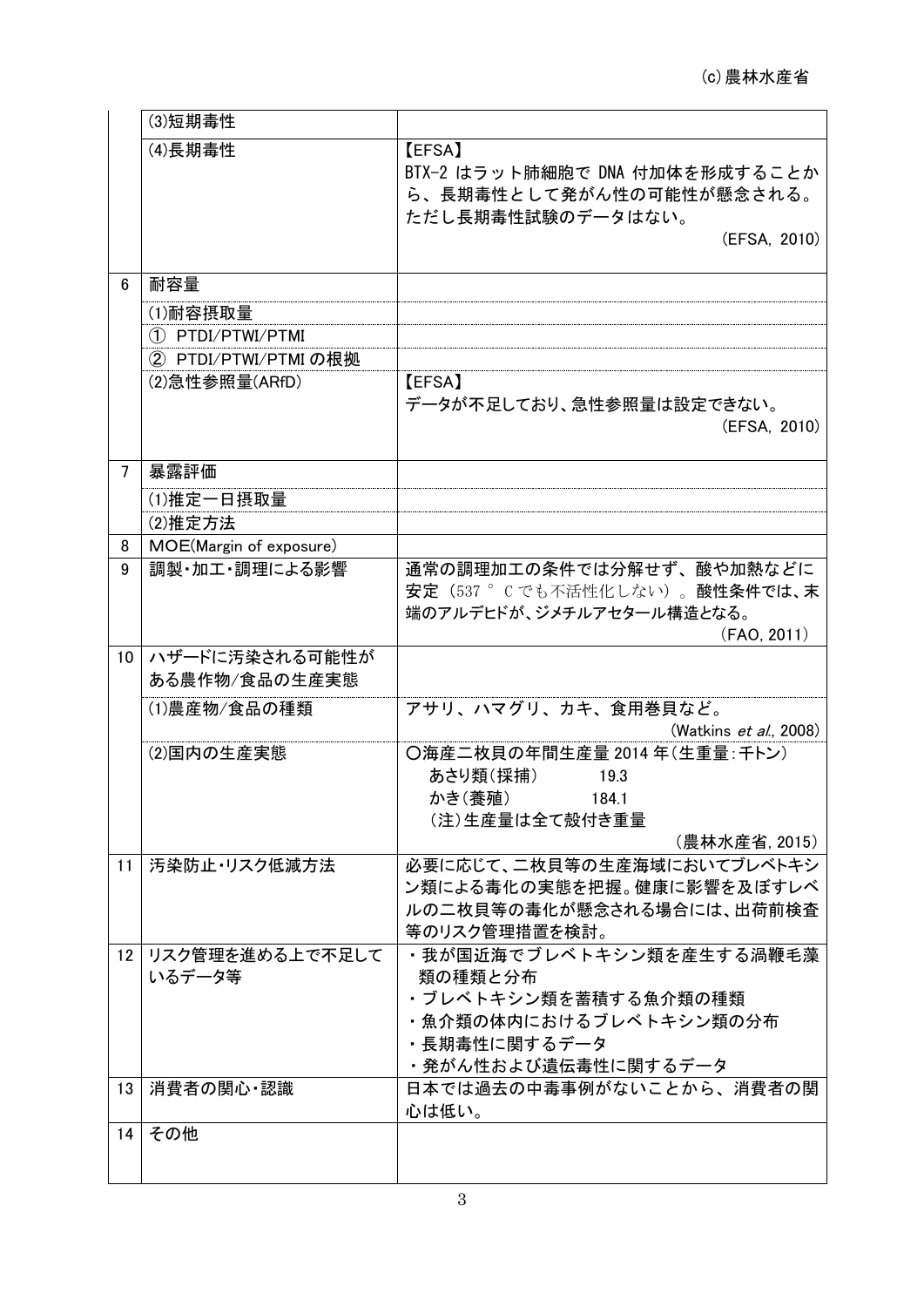| | | |
|---|---|---|
| | (3)短期毒性 | |
| | (4)長期毒性 | 【EFSA】<br>BTX-2 はラット肺細胞で DNA 付加体を形成することから、長期毒性として発がん性の可能性が懸念される。ただし長期毒性試験のデータはない。<br>(EFSA, 2010) |
| 6 | 耐容量 | |
| | (1)耐容摂取量 | |
| | ① PTDI/PTWI/PTMI | |
| | ② PTDI/PTWI/PTMI の根拠 | |
| | (2)急性参照量(ARfD) | 【EFSA】<br>データが不足しており、急性参照量は設定できない。<br>(EFSA, 2010) |
| 7 | 暴露評価 | |
| | (1)推定一日摂取量 | |
| | (2)推定方法 | |
| 8 | MOE(Margin of exposure) | |
| 9 | 調製・加工・調理による影響 | 通常の調理加工の条件では分解せず、酸や加熱などに安定（537°C でも不活性化しない）。酸性条件では、末端のアルデヒドが、ジメチルアセタール構造となる。<br>(FAO, 2011) |
| 10 | ハザードに汚染される可能性がある農作物/食品の生産実態 | |
| | (1)農産物/食品の種類 | アサリ、ハマグリ、カキ、食用巻貝など。<br>(Watkins *et al*., 2008) |
| | (2)国内の生産実態 | ○海産二枚貝の年間生産量 2014 年（生重量：千トン）<br>あさり類（採捕） 19.3<br>かき（養殖） 184.1<br>（注）生産量は全て殻付き重量<br>(農林水産省, 2015) |
| 11 | 汚染防止・リスク低減方法 | 必要に応じて、二枚貝等の生産海域においてブレベトキシン類による毒化の実態を把握。健康に影響を及ぼすレベルの二枚貝等の毒化が懸念される場合には、出荷前検査等のリスク管理措置を検討。 |
| 12 | リスク管理を進める上で不足しているデータ等 | ・我が国近海でブレベトキシン類を産生する渦鞭毛藻類の種類と分布<br>・ブレベトキシン類を蓄積する魚介類の種類<br>・魚介類の体内におけるブレベトキシン類の分布<br>・長期毒性に関するデータ<br>・発がん性および遺伝毒性に関するデータ |
| 13 | 消費者の関心・認識 | 日本では過去の中毒事例がないことから、消費者の関心は低い。 |
| 14 | その他 | |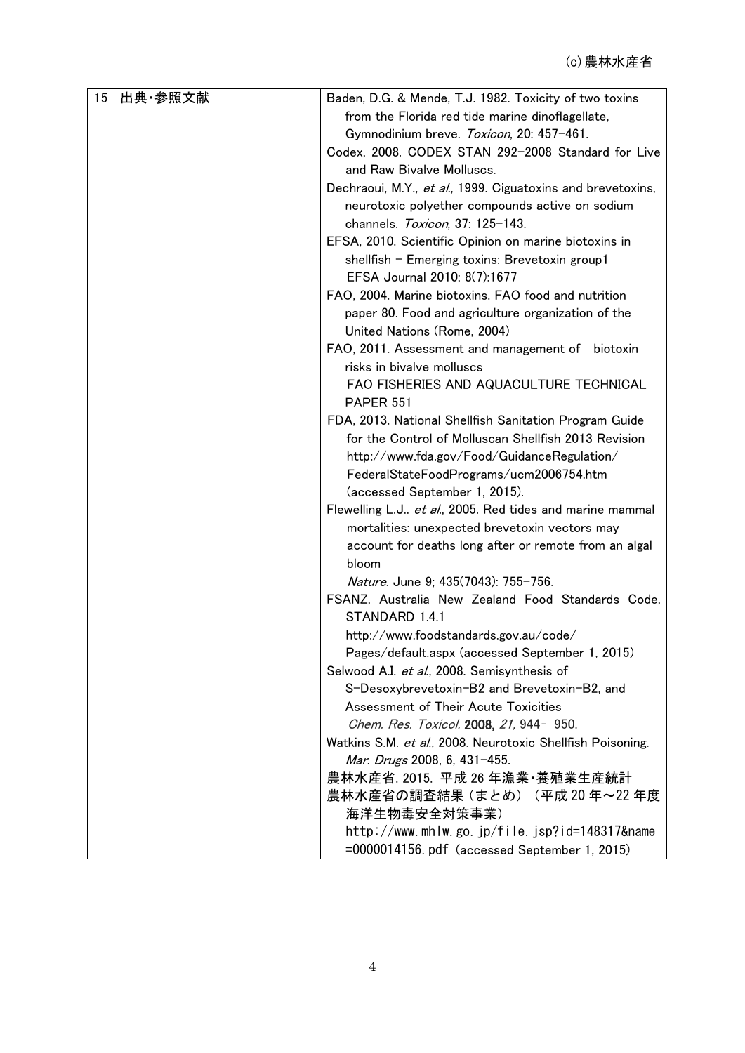| 15 | 出典・参照文献 | Baden, D.G. & Mende, T.J. 1982. Toxicity of two toxins from the Florida red tide marine dinoflagellate, Gymnodinium breve. *Toxicon*, 20: 457-461.<br>Codex, 2008. CODEX STAN 292-2008 Standard for Live and Raw Bivalve Molluscs.<br>Dechraoui, M.Y., *et al.*, 1999. Ciguatoxins and brevetoxins, neurotoxic polyether compounds active on sodium channels. *Toxicon*, 37: 125-143.<br>EFSA, 2010. Scientific Opinion on marine biotoxins in shellfish – Emerging toxins: Brevetoxin group1 EFSA Journal 2010; 8(7):1677<br>FAO, 2004. Marine biotoxins. FAO food and nutrition paper 80. Food and agriculture organization of the United Nations (Rome, 2004)<br>FAO, 2011. Assessment and management of biotoxin risks in bivalve molluscs FAO FISHERIES AND AQUACULTURE TECHNICAL PAPER 551<br>FDA, 2013. National Shellfish Sanitation Program Guide for the Control of Molluscan Shellfish 2013 Revision http://www.fda.gov/Food/GuidanceRegulation/FederalStateFoodPrograms/ucm2006754.htm (accessed September 1, 2015).<br>Flewelling L.J.. *et al.*, 2005. Red tides and marine mammal mortalities: unexpected brevetoxin vectors may account for deaths long after or remote from an algal bloom *Nature*. June 9; 435(7043): 755-756.<br>FSANZ, Australia New Zealand Food Standards Code, STANDARD 1.4.1 http://www.foodstandards.gov.au/code/Pages/default.aspx (accessed September 1, 2015)<br>Selwood A.I. *et al.*, 2008. Semisynthesis of S-Desoxybrevetoxin-B2 and Brevetoxin-B2, and Assessment of Their Acute Toxicities *Chem. Res. Toxicol.* **2008**, *21*, 944‐950.<br>Watkins S.M. *et al.*, 2008. Neurotoxic Shellfish Poisoning. *Mar. Drugs* 2008, 6, 431-455.<br>農林水産省. 2015. 平成 26 年漁業・養殖業生産統計<br>農林水産省の調査結果（まとめ）（平成 20 年～22 年度海洋生物毒安全対策事業） http://www.mhlw.go.jp/file.jsp?id=148317&name=0000014156.pdf (accessed September 1, 2015) |
|---|---|---|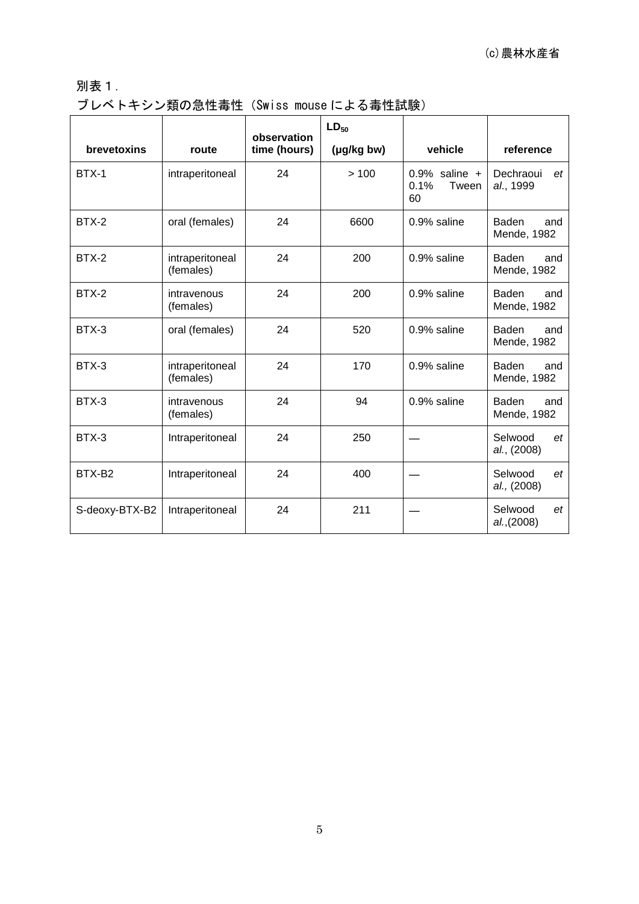(c)農林水産省

別表１.

ブレベトキシン類の急性毒性（Swiss mouse による毒性試験）

| brevetoxins | route | observation time (hours) | $LD_{50}$ (μg/kg bw) | vehicle | reference |
|---|---|---|---|---|---|
| BTX-1 | intraperitoneal | 24 | > 100 | 0.9% saline + 0.1% Tween 60 | Dechraoui *et al*., 1999 |
| BTX-2 | oral (females) | 24 | 6600 | 0.9% saline | Baden and Mende, 1982 |
| BTX-2 | intraperitoneal (females) | 24 | 200 | 0.9% saline | Baden and Mende, 1982 |
| BTX-2 | intravenous (females) | 24 | 200 | 0.9% saline | Baden and Mende, 1982 |
| BTX-3 | oral (females) | 24 | 520 | 0.9% saline | Baden and Mende, 1982 |
| BTX-3 | intraperitoneal (females) | 24 | 170 | 0.9% saline | Baden and Mende, 1982 |
| BTX-3 | intravenous (females) | 24 | 94 | 0.9% saline | Baden and Mende, 1982 |
| BTX-3 | Intraperitoneal | 24 | 250 | — | Selwood *et al*., (2008) |
| BTX-B2 | Intraperitoneal | 24 | 400 | — | Selwood *et al.,* (2008) |
| S-deoxy-BTX-B2 | Intraperitoneal | 24 | 211 | — | Selwood *et al*.,(2008) |